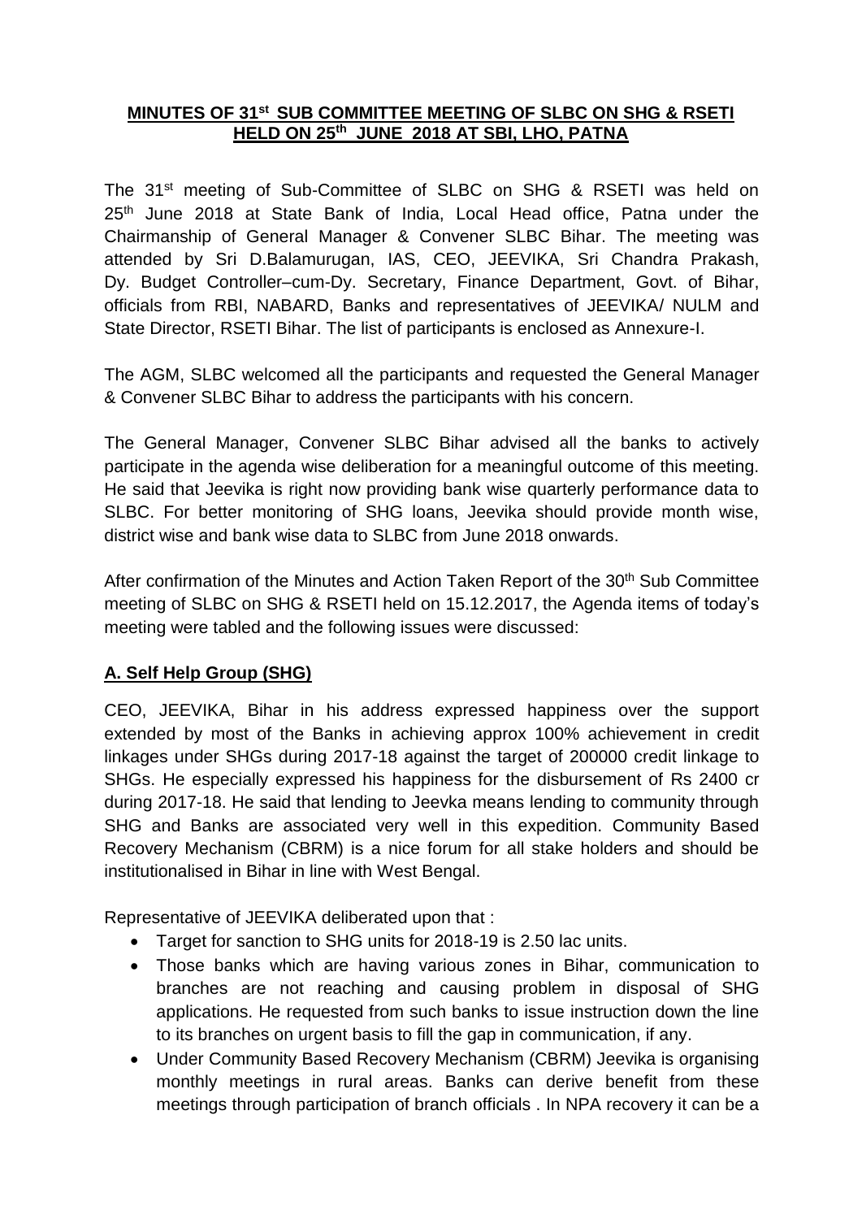# MINUTES OF 31st SUB COMMITTEE MEETING OF SLBC ON SHG & RSETI HELD ON 25th JUNE 2018 AT SBI, LHO, PATNA

The 31st meeting of Sub-Committee of SLBC on SHG & RSETI was held on 25th June 2018 at State Bank of India, Local Head office, Patna under the Chairmanship of General Manager & Convener SLBC Bihar. The meeting was attended by Sri D.Balamurugan, IAS, CEO, JEEVIKA, Sri Chandra Prakash, Dy. Budget Controller–cum-Dy. Secretary, Finance Department, Govt. of Bihar, officials from RBI, NABARD, Banks and representatives of JEEVIKA/ NULM and State Director, RSETI Bihar. The list of participants is enclosed as Annexure-I.

The AGM, SLBC welcomed all the participants and requested the General Manager & Convener SLBC Bihar to address the participants with his concern.

The General Manager, Convener SLBC Bihar advised all the banks to actively participate in the agenda wise deliberation for a meaningful outcome of this meeting. He said that Jeevika is right now providing bank wise quarterly performance data to SLBC. For better monitoring of SHG loans, Jeevika should provide month wise, district wise and bank wise data to SLBC from June 2018 onwards.

After confirmation of the Minutes and Action Taken Report of the 30th Sub Committee meeting of SLBC on SHG & RSETI held on 15.12.2017, the Agenda items of today's meeting were tabled and the following issues were discussed:

## A. Self Help Group (SHG)

CEO, JEEVIKA, Bihar in his address expressed happiness over the support extended by most of the Banks in achieving approx 100% achievement in credit linkages under SHGs during 2017-18 against the target of 200000 credit linkage to SHGs. He especially expressed his happiness for the disbursement of Rs 2400 cr during 2017-18. He said that lending to Jeevka means lending to community through SHG and Banks are associated very well in this expedition. Community Based Recovery Mechanism (CBRM) is a nice forum for all stake holders and should be institutionalised in Bihar in line with West Bengal.

Representative of JEEVIKA deliberated upon that :

- Target for sanction to SHG units for 2018-19 is 2.50 lac units.
- Those banks which are having various zones in Bihar, communication to branches are not reaching and causing problem in disposal of SHG applications. He requested from such banks to issue instruction down the line to its branches on urgent basis to fill the gap in communication, if any.
- Under Community Based Recovery Mechanism (CBRM) Jeevika is organising monthly meetings in rural areas. Banks can derive benefit from these meetings through participation of branch officials . In NPA recovery it can be a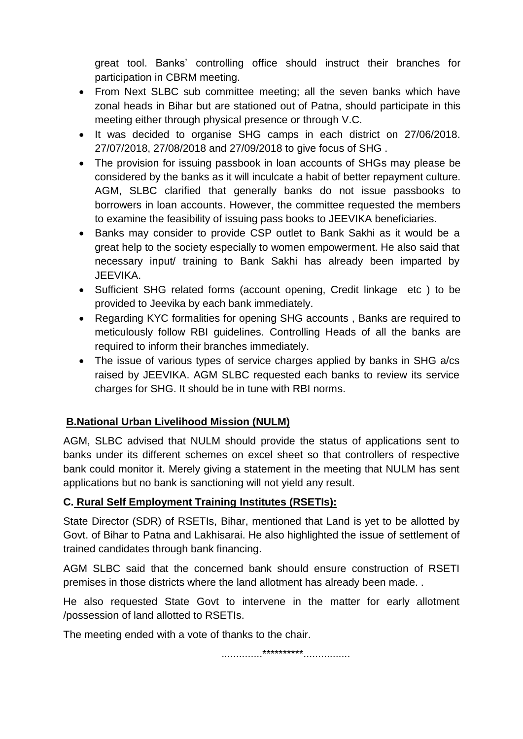great tool. Banks' controlling office should instruct their branches for participation in CBRM meeting.

- From Next SLBC sub committee meeting; all the seven banks which have zonal heads in Bihar but are stationed out of Patna, should participate in this meeting either through physical presence or through V.C.
- It was decided to organise SHG camps in each district on 27/06/2018. 27/07/2018, 27/08/2018 and 27/09/2018 to give focus of SHG .
- The provision for issuing passbook in loan accounts of SHGs may please be considered by the banks as it will inculcate a habit of better repayment culture. AGM, SLBC clarified that generally banks do not issue passbooks to borrowers in loan accounts. However, the committee requested the members to examine the feasibility of issuing pass books to JEEVIKA beneficiaries.
- Banks may consider to provide CSP outlet to Bank Sakhi as it would be a great help to the society especially to women empowerment. He also said that necessary input/ training to Bank Sakhi has already been imparted by JEEVIKA.
- Sufficient SHG related forms (account opening, Credit linkage etc ) to be provided to Jeevika by each bank immediately.
- Regarding KYC formalities for opening SHG accounts , Banks are required to meticulously follow RBI guidelines. Controlling Heads of all the banks are required to inform their branches immediately.
- The issue of various types of service charges applied by banks in SHG a/cs raised by JEEVIKA. AGM SLBC requested each banks to review its service charges for SHG. It should be in tune with RBI norms.

**B.National Urban Livelihood Mission (NULM)**

AGM, SLBC advised that NULM should provide the status of applications sent to banks under its different schemes on excel sheet so that controllers of respective bank could monitor it. Merely giving a statement in the meeting that NULM has sent applications but no bank is sanctioning will not yield any result.

**C. Rural Self Employment Training Institutes (RSETIs):**

State Director (SDR) of RSETIs, Bihar, mentioned that Land is yet to be allotted by Govt. of Bihar to Patna and Lakhisarai. He also highlighted the issue of settlement of trained candidates through bank financing.

AGM SLBC said that the concerned bank should ensure construction of RSETI premises in those districts where the land allotment has already been made. .

He also requested State Govt to intervene in the matter for early allotment /possession of land allotted to RSETIs.

The meeting ended with a vote of thanks to the chair.

..............**********................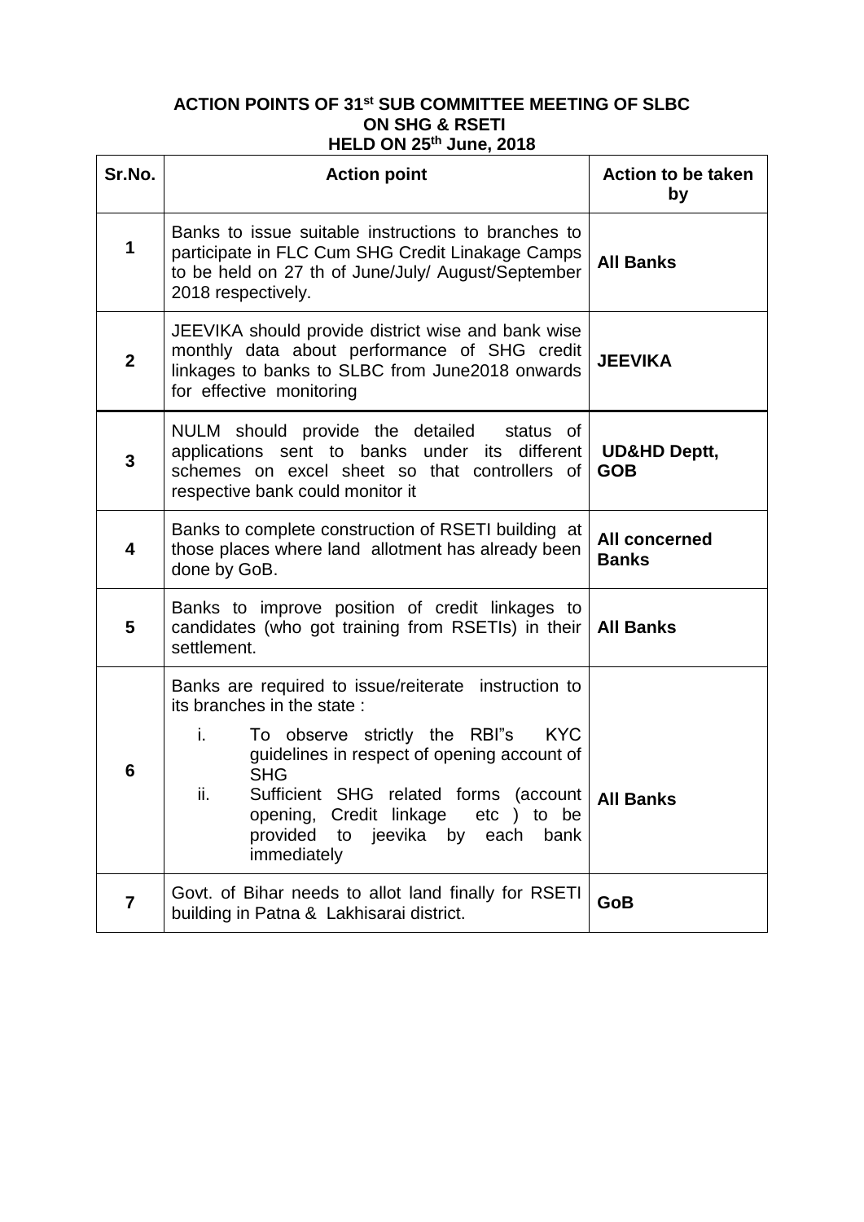**ACTION POINTS OF 31st SUB COMMITTEE MEETING OF SLBC ON SHG & RSETI HELD ON 25th June, 2018**

| Sr.No. | Action point | Action to be taken by |
|---|---|---|
| 1 | Banks to issue suitable instructions to branches to participate in FLC Cum SHG Credit Linakage Camps to be held on 27 th of June/July/ August/September 2018 respectively. | **All Banks** |
| 2 | JEEVIKA should provide district wise and bank wise monthly data about performance of SHG credit linkages to banks to SLBC from June2018 onwards for effective monitoring | **JEEVIKA** |
| 3 | NULM should provide the detailed status of applications sent to banks under its different schemes on excel sheet so that controllers of respective bank could monitor it | **UD&HD Deptt, GOB** |
| 4 | Banks to complete construction of RSETI building at those places where land allotment has already been done by GoB. | **All concerned Banks** |
| 5 | Banks to improve position of credit linkages to candidates (who got training from RSETIs) in their settlement. | **All Banks** |
| 6 | Banks are required to issue/reiterate instruction to its branches in the state :<br>i. To observe strictly the RBI"s KYC guidelines in respect of opening account of SHG<br>ii. Sufficient SHG related forms (account opening, Credit linkage etc ) to be provided to jeevika by each bank immediately | **All Banks** |
| 7 | Govt. of Bihar needs to allot land finally for RSETI building in Patna & Lakhisarai district. | **GoB** |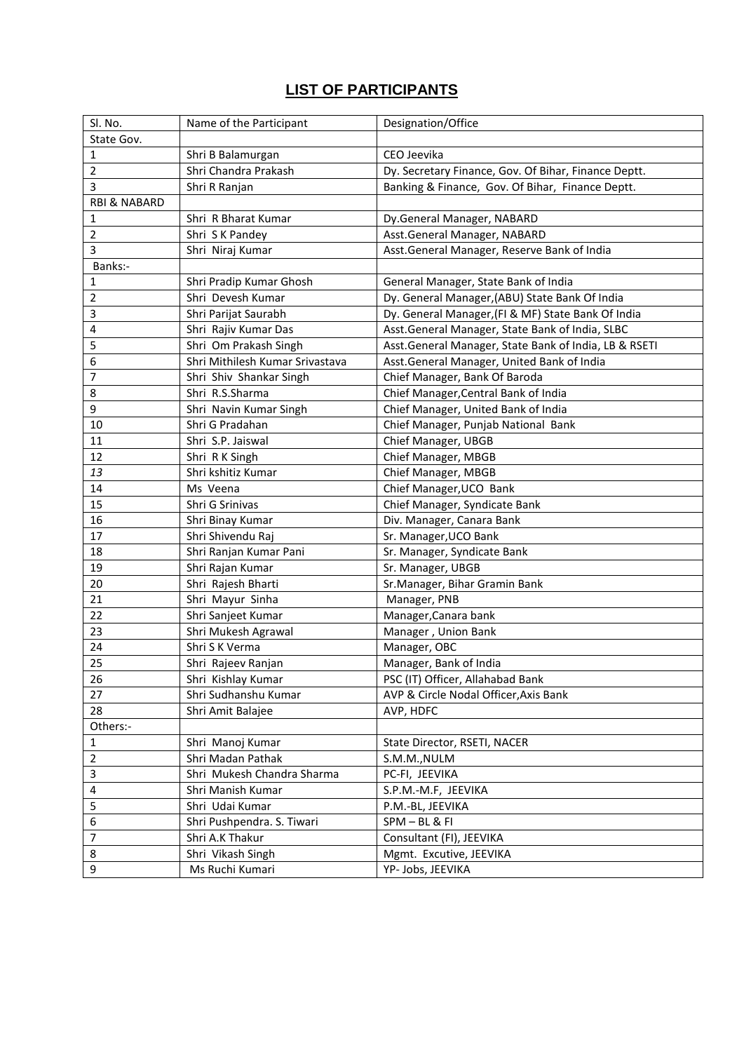# LIST OF PARTICIPANTS

| Sl. No. | Name of the Participant | Designation/Office |
|---|---|---|
| State Gov. | | |
| 1 | Shri B Balamurgan | CEO Jeevika |
| 2 | Shri Chandra Prakash | Dy. Secretary Finance, Gov. Of Bihar, Finance Deptt. |
| 3 | Shri R Ranjan | Banking & Finance, Gov. Of Bihar, Finance Deptt. |
| RBI & NABARD | | |
| 1 | Shri R Bharat Kumar | Dy.General Manager, NABARD |
| 2 | Shri S K Pandey | Asst.General Manager, NABARD |
| 3 | Shri Niraj Kumar | Asst.General Manager, Reserve Bank of India |
| Banks:- | | |
| 1 | Shri Pradip Kumar Ghosh | General Manager, State Bank of India |
| 2 | Shri Devesh Kumar | Dy. General Manager,(ABU) State Bank Of India |
| 3 | Shri Parijat Saurabh | Dy. General Manager,(FI & MF) State Bank Of India |
| 4 | Shri Rajiv Kumar Das | Asst.General Manager, State Bank of India, SLBC |
| 5 | Shri Om Prakash Singh | Asst.General Manager, State Bank of India, LB & RSETI |
| 6 | Shri Mithilesh Kumar Srivastava | Asst.General Manager, United Bank of India |
| 7 | Shri Shiv Shankar Singh | Chief Manager, Bank Of Baroda |
| 8 | Shri R.S.Sharma | Chief Manager,Central Bank of India |
| 9 | Shri Navin Kumar Singh | Chief Manager, United Bank of India |
| 10 | Shri G Pradahan | Chief Manager, Punjab National Bank |
| 11 | Shri S.P. Jaiswal | Chief Manager, UBGB |
| 12 | Shri R K Singh | Chief Manager, MBGB |
| *13* | Shri kshitiz Kumar | Chief Manager, MBGB |
| 14 | Ms Veena | Chief Manager,UCO Bank |
| 15 | Shri G Srinivas | Chief Manager, Syndicate Bank |
| 16 | Shri Binay Kumar | Div. Manager, Canara Bank |
| 17 | Shri Shivendu Raj | Sr. Manager,UCO Bank |
| 18 | Shri Ranjan Kumar Pani | Sr. Manager, Syndicate Bank |
| 19 | Shri Rajan Kumar | Sr. Manager, UBGB |
| 20 | Shri Rajesh Bharti | Sr.Manager, Bihar Gramin Bank |
| 21 | Shri Mayur Sinha | Manager, PNB |
| 22 | Shri Sanjeet Kumar | Manager,Canara bank |
| 23 | Shri Mukesh Agrawal | Manager , Union Bank |
| 24 | Shri S K Verma | Manager, OBC |
| 25 | Shri Rajeev Ranjan | Manager, Bank of India |
| 26 | Shri Kishlay Kumar | PSC (IT) Officer, Allahabad Bank |
| 27 | Shri Sudhanshu Kumar | AVP & Circle Nodal Officer,Axis Bank |
| 28 | Shri Amit Balajee | AVP, HDFC |
| Others:- | | |
| 1 | Shri Manoj Kumar | State Director, RSETI, NACER |
| 2 | Shri Madan Pathak | S.M.M.,NULM |
| 3 | Shri Mukesh Chandra Sharma | PC-FI, JEEVIKA |
| 4 | Shri Manish Kumar | S.P.M.-M.F, JEEVIKA |
| 5 | Shri Udai Kumar | P.M.-BL, JEEVIKA |
| 6 | Shri Pushpendra. S. Tiwari | SPM – BL & FI |
| 7 | Shri A.K Thakur | Consultant (FI), JEEVIKA |
| 8 | Shri Vikash Singh | Mgmt. Excutive, JEEVIKA |
| 9 | Ms Ruchi Kumari | YP- Jobs, JEEVIKA |